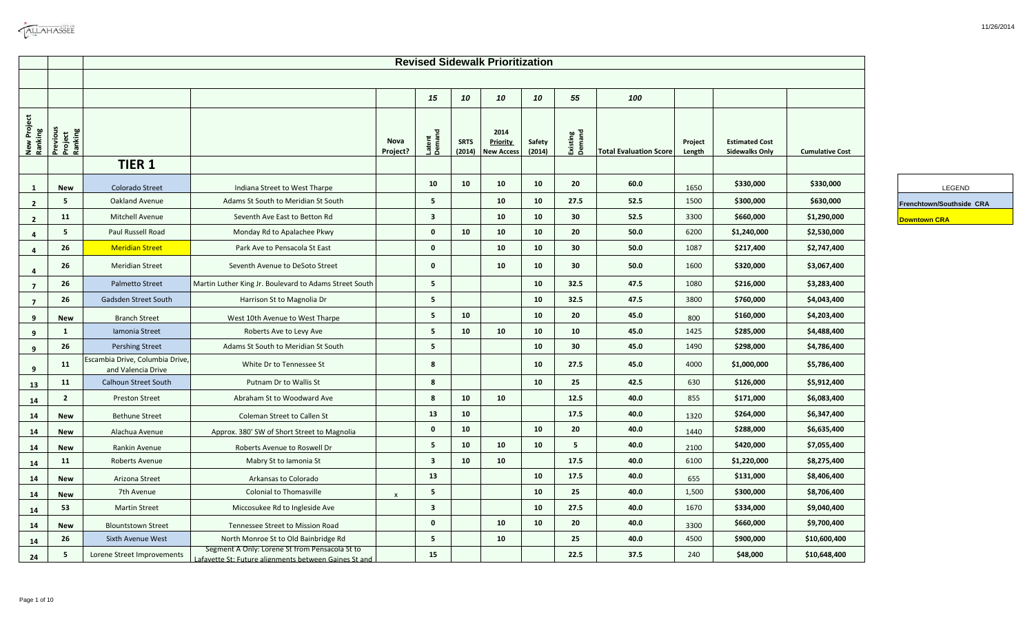# Revised Sidewalk Prioritization

| New Project Ranking | Previous Project Ranking | | | Nova Project? | Latent Demand | SRTS (2014) | 2014 Priority New Access | Safety (2014) | Existing Demand | Total Evaluation Score | Project Length | Estimated Cost Sidewalks Only | Cumulative Cost |
|---|---|---|---|---|---|---|---|---|---|---|---|---|---|
| | | | | | 15 | 10 | 10 | 10 | 55 | 100 | | | |
| | | **TIER 1** | | | | | | | | | | | |
| 1 | New | Colorado Street | Indiana Street to West Tharpe | | 10 | 10 | 10 | 10 | 20 | 60.0 | 1650 | $330,000 | $330,000 |
| 2 | 5 | Oakland Avenue | Adams St South to Meridian St South | | 5 | | 10 | 10 | 27.5 | 52.5 | 1500 | $300,000 | $630,000 |
| 2 | 11 | Mitchell Avenue | Seventh Ave East to Betton Rd | | 3 | | 10 | 10 | 30 | 52.5 | 3300 | $660,000 | $1,290,000 |
| 4 | 5 | Paul Russell Road | Monday Rd to Apalachee Pkwy | | 0 | 10 | 10 | 10 | 20 | 50.0 | 6200 | $1,240,000 | $2,530,000 |
| 4 | 26 | Meridian Street | Park Ave to Pensacola St East | | 0 | | 10 | 10 | 30 | 50.0 | 1087 | $217,400 | $2,747,400 |
| 4 | 26 | Meridian Street | Seventh Avenue to DeSoto Street | | 0 | | 10 | 10 | 30 | 50.0 | 1600 | $320,000 | $3,067,400 |
| 7 | 26 | Palmetto Street | Martin Luther King Jr. Boulevard to Adams Street South | | 5 | | | 10 | 32.5 | 47.5 | 1080 | $216,000 | $3,283,400 |
| 7 | 26 | Gadsden Street South | Harrison St to Magnolia Dr | | 5 | | | 10 | 32.5 | 47.5 | 3800 | $760,000 | $4,043,400 |
| 9 | New | Branch Street | West 10th Avenue to West Tharpe | | 5 | 10 | | 10 | 20 | 45.0 | 800 | $160,000 | $4,203,400 |
| 9 | 1 | Iamonia Street | Roberts Ave to Levy Ave | | 5 | 10 | 10 | 10 | 10 | 45.0 | 1425 | $285,000 | $4,488,400 |
| 9 | 26 | Pershing Street | Adams St South to Meridian St South | | 5 | | | 10 | 30 | 45.0 | 1490 | $298,000 | $4,786,400 |
| 9 | 11 | Escambia Drive, Columbia Drive, and Valencia Drive | White Dr to Tennessee St | | 8 | | | 10 | 27.5 | 45.0 | 4000 | $1,000,000 | $5,786,400 |
| 13 | 11 | Calhoun Street South | Putnam Dr to Wallis St | | 8 | | | 10 | 25 | 42.5 | 630 | $126,000 | $5,912,400 |
| 14 | 2 | Preston Street | Abraham St to Woodward Ave | | 8 | 10 | 10 | | 12.5 | 40.0 | 855 | $171,000 | $6,083,400 |
| 14 | New | Bethune Street | Coleman Street to Callen St | | 13 | 10 | | | 17.5 | 40.0 | 1320 | $264,000 | $6,347,400 |
| 14 | New | Alachua Avenue | Approx. 380' SW of Short Street to Magnolia | | 0 | 10 | | 10 | 20 | 40.0 | 1440 | $288,000 | $6,635,400 |
| 14 | New | Rankin Avenue | Roberts Avenue to Roswell Dr | | 5 | 10 | 10 | 10 | 5 | 40.0 | 2100 | $420,000 | $7,055,400 |
| 14 | 11 | Roberts Avenue | Mabry St to Iamonia St | | 3 | 10 | 10 | | 17.5 | 40.0 | 6100 | $1,220,000 | $8,275,400 |
| 14 | New | Arizona Street | Arkansas to Colorado | | 13 | | | 10 | 17.5 | 40.0 | 655 | $131,000 | $8,406,400 |
| 14 | New | 7th Avenue | Colonial to Thomasville | x | 5 | | | 10 | 25 | 40.0 | 1,500 | $300,000 | $8,706,400 |
| 14 | 53 | Martin Street | Miccosukee Rd to Ingleside Ave | | 3 | | | 10 | 27.5 | 40.0 | 1670 | $334,000 | $9,040,400 |
| 14 | New | Blountstown Street | Tennessee Street to Mission Road | | 0 | | 10 | 10 | 20 | 40.0 | 3300 | $660,000 | $9,700,400 |
| 14 | 26 | Sixth Avenue West | North Monroe St to Old Bainbridge Rd | | 5 | | 10 | | 25 | 40.0 | 4500 | $900,000 | $10,600,400 |
| 24 | 5 | Lorene Street Improvements | Segment A Only: Lorene St from Pensacola St to Lafayette St; Future alignments between Gaines St and | | 15 | | | | 22.5 | 37.5 | 240 | $48,000 | $10,648,400 |

| LEGEND |
|---|
| Frenchtown/Southside CRA |
| Downtown CRA |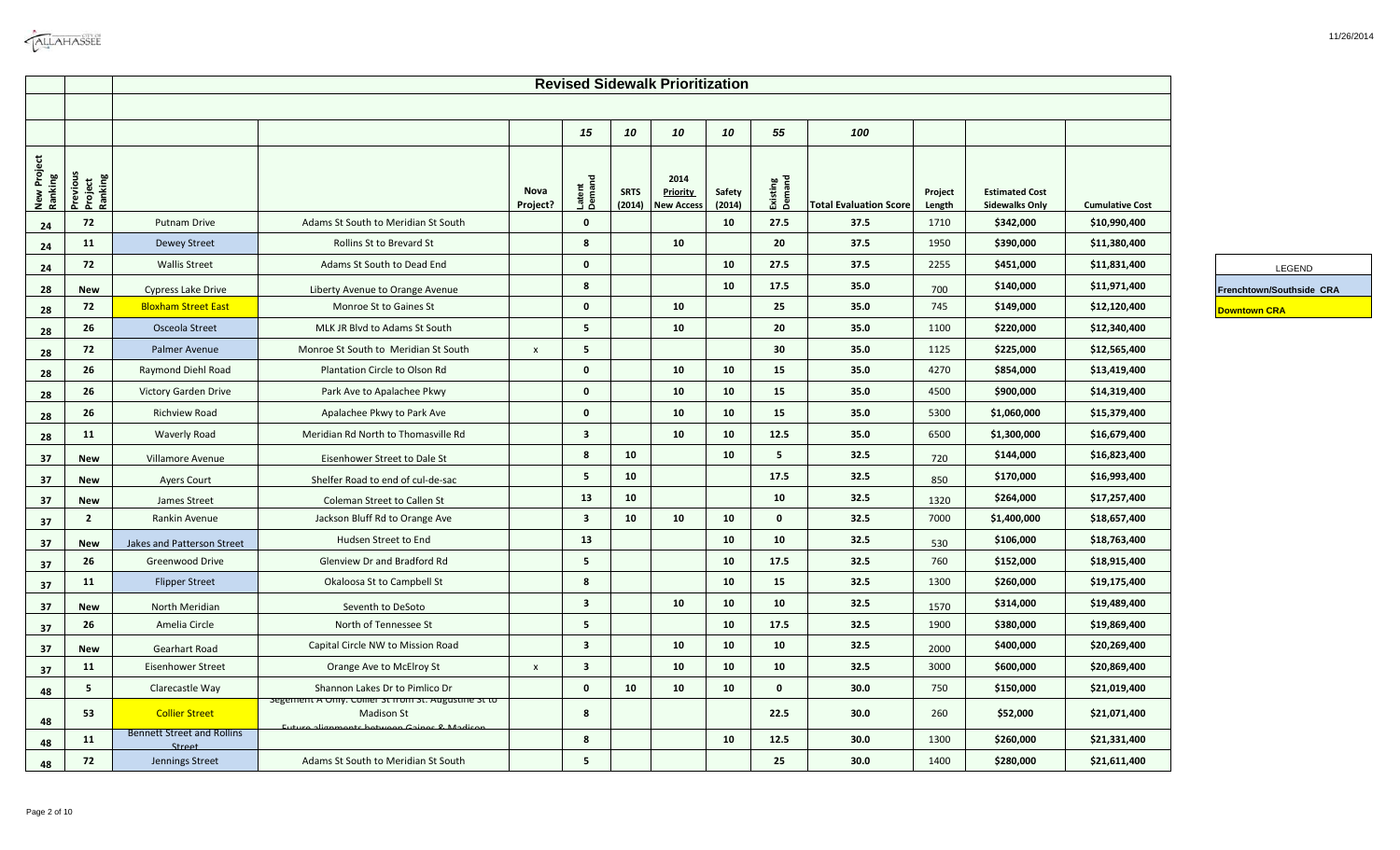## Revised Sidewalk Prioritization

| New Project Ranking | Previous Project Ranking | | | Nova Project? | Latent Demand | SRTS (2014) | 2014 Priority New Access | Safety (2014) | Existing Demand | Total Evaluation Score | Project Length | Estimated Cost Sidewalks Only | Cumulative Cost |
|---|---|---|---|---|---|---|---|---|---|---|---|---|---|
| | | | | | 15 | 10 | 10 | 10 | 55 | 100 | | | |
| 24 | 72 | Putnam Drive | Adams St South to Meridian St South | | 0 | | | 10 | 27.5 | 37.5 | 1710 | $342,000 | $10,990,400 |
| 24 | 11 | Dewey Street | Rollins St to Brevard St | | 8 | | 10 | | 20 | 37.5 | 1950 | $390,000 | $11,380,400 |
| 24 | 72 | Wallis Street | Adams St South to Dead End | | 0 | | | 10 | 27.5 | 37.5 | 2255 | $451,000 | $11,831,400 |
| 28 | New | Cypress Lake Drive | Liberty Avenue to Orange Avenue | | 8 | | | 10 | 17.5 | 35.0 | 700 | $140,000 | $11,971,400 |
| 28 | 72 | Bloxham Street East | Monroe St to Gaines St | | 0 | | 10 | | 25 | 35.0 | 745 | $149,000 | $12,120,400 |
| 28 | 26 | Osceola Street | MLK JR Blvd to Adams St South | | 5 | | 10 | | 20 | 35.0 | 1100 | $220,000 | $12,340,400 |
| 28 | 72 | Palmer Avenue | Monroe St South to Meridian St South | x | 5 | | | | 30 | 35.0 | 1125 | $225,000 | $12,565,400 |
| 28 | 26 | Raymond Diehl Road | Plantation Circle to Olson Rd | | 0 | | 10 | 10 | 15 | 35.0 | 4270 | $854,000 | $13,419,400 |
| 28 | 26 | Victory Garden Drive | Park Ave to Apalachee Pkwy | | 0 | | 10 | 10 | 15 | 35.0 | 4500 | $900,000 | $14,319,400 |
| 28 | 26 | Richview Road | Apalachee Pkwy to Park Ave | | 0 | | 10 | 10 | 15 | 35.0 | 5300 | $1,060,000 | $15,379,400 |
| 28 | 11 | Waverly Road | Meridian Rd North to Thomasville Rd | | 3 | | 10 | 10 | 12.5 | 35.0 | 6500 | $1,300,000 | $16,679,400 |
| 37 | New | Villamore Avenue | Eisenhower Street to Dale St | | 8 | 10 | | 10 | 5 | 32.5 | 720 | $144,000 | $16,823,400 |
| 37 | New | Ayers Court | Shelfer Road to end of cul-de-sac | | 5 | 10 | | | 17.5 | 32.5 | 850 | $170,000 | $16,993,400 |
| 37 | New | James Street | Coleman Street to Callen St | | 13 | 10 | | | 10 | 32.5 | 1320 | $264,000 | $17,257,400 |
| 37 | 2 | Rankin Avenue | Jackson Bluff Rd to Orange Ave | | 3 | 10 | 10 | 10 | 0 | 32.5 | 7000 | $1,400,000 | $18,657,400 |
| 37 | New | Jakes and Patterson Street | Hudsen Street to End | | 13 | | | 10 | 10 | 32.5 | 530 | $106,000 | $18,763,400 |
| 37 | 26 | Greenwood Drive | Glenview Dr and Bradford Rd | | 5 | | | 10 | 17.5 | 32.5 | 760 | $152,000 | $18,915,400 |
| 37 | 11 | Flipper Street | Okaloosa St to Campbell St | | 8 | | | 10 | 15 | 32.5 | 1300 | $260,000 | $19,175,400 |
| 37 | New | North Meridian | Seventh to DeSoto | | 3 | | 10 | 10 | 10 | 32.5 | 1570 | $314,000 | $19,489,400 |
| 37 | 26 | Amelia Circle | North of Tennessee St | | 5 | | | 10 | 17.5 | 32.5 | 1900 | $380,000 | $19,869,400 |
| 37 | New | Gearhart Road | Capital Circle NW to Mission Road | | 3 | | 10 | 10 | 10 | 32.5 | 2000 | $400,000 | $20,269,400 |
| 37 | 11 | Eisenhower Street | Orange Ave to McElroy St | x | 3 | | 10 | 10 | 10 | 32.5 | 3000 | $600,000 | $20,869,400 |
| 48 | 5 | Clarecastle Way | Shannon Lakes Dr to Pimlico Dr | | 0 | 10 | 10 | 10 | 0 | 30.0 | 750 | $150,000 | $21,019,400 |
| 48 | 53 | Collier Street | Segement A Only: Collier St from St. Augustine St to Madison St | | 8 | | | | 22.5 | 30.0 | 260 | $52,000 | $21,071,400 |
| 48 | 11 | Bennett Street and Rollins Street | Future alignments between Gaines & Madison | | 8 | | | 10 | 12.5 | 30.0 | 1300 | $260,000 | $21,331,400 |
| 48 | 72 | Jennings Street | Adams St South to Meridian St South | | 5 | | | | 25 | 30.0 | 1400 | $280,000 | $21,611,400 |

| LEGEND |
|---|
| Frenchtown/Southside CRA |
| Downtown CRA |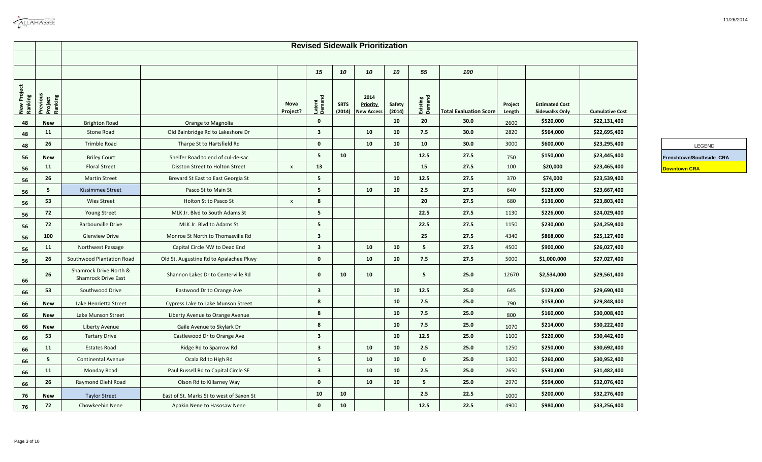# Revised Sidewalk Prioritization

| New Project Ranking | Previous Project Ranking | | | Nova Project? | Latent Demand | SRTS (2014) | 2014 Priority New Access | Safety (2014) | Existing Demand | Total Evaluation Score | Project Length | Estimated Cost Sidewalks Only | Cumulative Cost |
|---|---|---|---|---|---|---|---|---|---|---|---|---|---|
| | | | | | 15 | 10 | 10 | 10 | 55 | 100 | | | |
| 48 | New | Brighton Road | Orange to Magnolia | | 0 | | | 10 | 20 | 30.0 | 2600 | $520,000 | $22,131,400 |
| 48 | 11 | Stone Road | Old Bainbridge Rd to Lakeshore Dr | | 3 | | 10 | 10 | 7.5 | 30.0 | 2820 | $564,000 | $22,695,400 |
| 48 | 26 | Trimble Road | Tharpe St to Hartsfield Rd | | 0 | | 10 | 10 | 10 | 30.0 | 3000 | $600,000 | $23,295,400 |
| 56 | New | Briley Court | Shelfer Road to end of cul-de-sac | | 5 | 10 | | | 12.5 | 27.5 | 750 | $150,000 | $23,445,400 |
| 56 | 11 | Floral Street | Disston Street to Holton Street | x | 13 | | | | 15 | 27.5 | 100 | $20,000 | $23,465,400 |
| 56 | 26 | Martin Street | Brevard St East to East Georgia St | | 5 | | | 10 | 12.5 | 27.5 | 370 | $74,000 | $23,539,400 |
| 56 | 5 | Kissimmee Street | Pasco St to Main St | | 5 | | 10 | 10 | 2.5 | 27.5 | 640 | $128,000 | $23,667,400 |
| 56 | 53 | Wies Street | Holton St to Pasco St | x | 8 | | | | 20 | 27.5 | 680 | $136,000 | $23,803,400 |
| 56 | 72 | Young Street | MLK Jr. Blvd to South Adams St | | 5 | | | | 22.5 | 27.5 | 1130 | $226,000 | $24,029,400 |
| 56 | 72 | Barbourville Drive | MLK Jr. Blvd to Adams St | | 5 | | | | 22.5 | 27.5 | 1150 | $230,000 | $24,259,400 |
| 56 | 100 | Glenview Drive | Monroe St North to Thomasville Rd | | 3 | | | | 25 | 27.5 | 4340 | $868,000 | $25,127,400 |
| 56 | 11 | Northwest Passage | Capital Circle NW to Dead End | | 3 | | 10 | 10 | 5 | 27.5 | 4500 | $900,000 | $26,027,400 |
| 56 | 26 | Southwood Plantation Road | Old St. Augustine Rd to Apalachee Pkwy | | 0 | | 10 | 10 | 7.5 | 27.5 | 5000 | $1,000,000 | $27,027,400 |
| 66 | 26 | Shamrock Drive North & Shamrock Drive East | Shannon Lakes Dr to Centerville Rd | | 0 | 10 | 10 | | 5 | 25.0 | 12670 | $2,534,000 | $29,561,400 |
| 66 | 53 | Southwood Drive | Eastwood Dr to Orange Ave | | 3 | | | 10 | 12.5 | 25.0 | 645 | $129,000 | $29,690,400 |
| 66 | New | Lake Henrietta Street | Cypress Lake to Lake Munson Street | | 8 | | | 10 | 7.5 | 25.0 | 790 | $158,000 | $29,848,400 |
| 66 | New | Lake Munson Street | Liberty Avenue to Orange Avenue | | 8 | | | 10 | 7.5 | 25.0 | 800 | $160,000 | $30,008,400 |
| 66 | New | Liberty Avenue | Gaile Avenue to Skylark Dr | | 8 | | | 10 | 7.5 | 25.0 | 1070 | $214,000 | $30,222,400 |
| 66 | 53 | Tartary Drive | Castlewood Dr to Orange Ave | | 3 | | | 10 | 12.5 | 25.0 | 1100 | $220,000 | $30,442,400 |
| 66 | 11 | Estates Road | Ridge Rd to Sparrow Rd | | 3 | | 10 | 10 | 2.5 | 25.0 | 1250 | $250,000 | $30,692,400 |
| 66 | 5 | Continental Avenue | Ocala Rd to High Rd | | 5 | | 10 | 10 | 0 | 25.0 | 1300 | $260,000 | $30,952,400 |
| 66 | 11 | Monday Road | Paul Russell Rd to Capital Circle SE | | 3 | | 10 | 10 | 2.5 | 25.0 | 2650 | $530,000 | $31,482,400 |
| 66 | 26 | Raymond Diehl Road | Olson Rd to Killarney Way | | 0 | | 10 | 10 | 5 | 25.0 | 2970 | $594,000 | $32,076,400 |
| 76 | New | Taylor Street | East of St. Marks St to west of Saxon St | | 10 | 10 | | | 2.5 | 22.5 | 1000 | $200,000 | $32,276,400 |
| 76 | 72 | Chowkeebin Nene | Apakin Nene to Hasosaw Nene | | 0 | 10 | | | 12.5 | 22.5 | 4900 | $980,000 | $33,256,400 |

| LEGEND |
|---|
| Frenchtown/Southside CRA |
| Downtown CRA |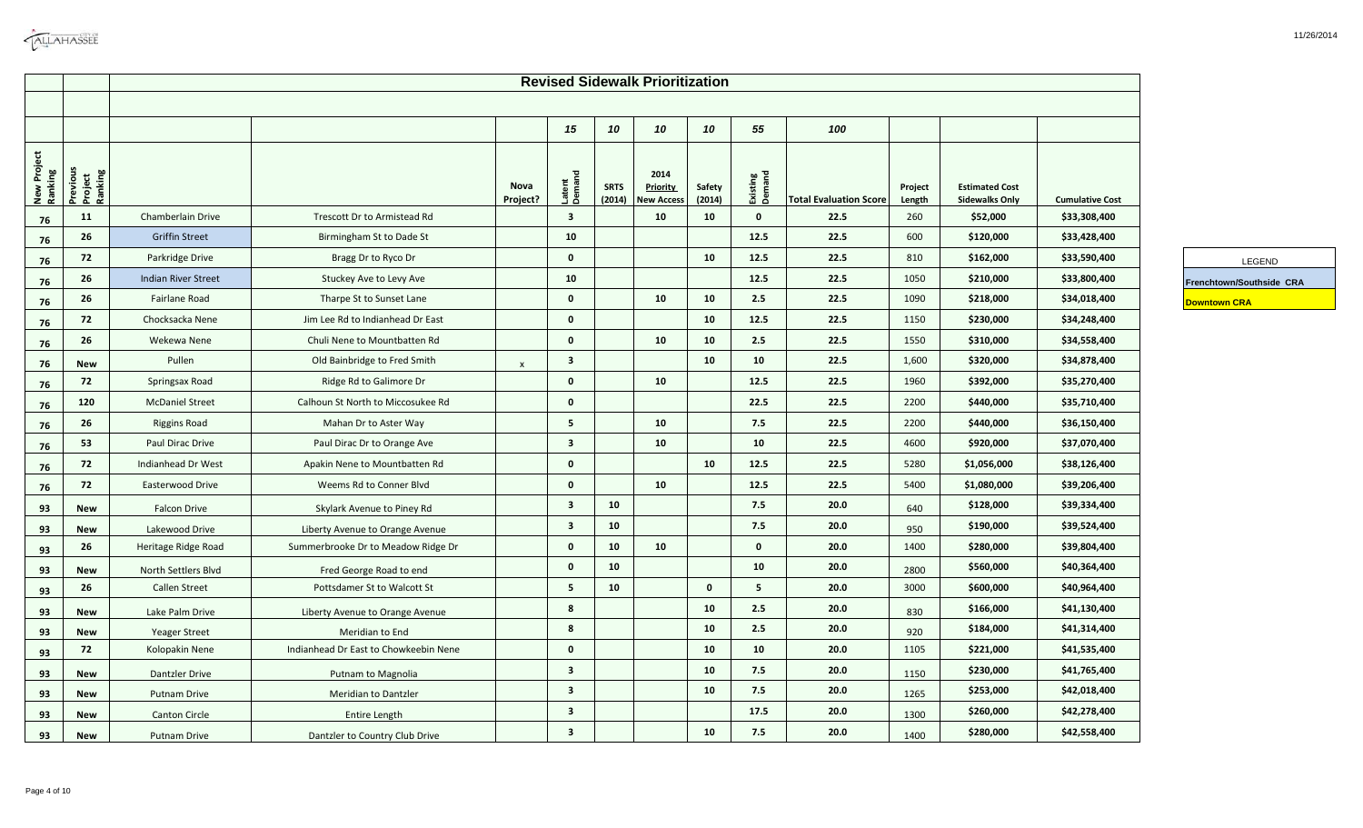## Revised Sidewalk Prioritization

| New Project Ranking | Previous Project Ranking | | | Nova Project? | Latent Demand | SRTS (2014) | 2014 Priority New Access | Safety (2014) | Existing Demand | Total Evaluation Score | Project Length | Estimated Cost Sidewalks Only | Cumulative Cost |
|---|---|---|---|---|---|---|---|---|---|---|---|---|---|
| | | | | | 15 | 10 | 10 | 10 | 55 | 100 | | | |
| 76 | 11 | Chamberlain Drive | Trescott Dr to Armistead Rd | | 3 | | 10 | 10 | 0 | 22.5 | 260 | $52,000 | $33,308,400 |
| 76 | 26 | Griffin Street | Birmingham St to Dade St | | 10 | | | | 12.5 | 22.5 | 600 | $120,000 | $33,428,400 |
| 76 | 72 | Parkridge Drive | Bragg Dr to Ryco Dr | | 0 | | | 10 | 12.5 | 22.5 | 810 | $162,000 | $33,590,400 |
| 76 | 26 | Indian River Street | Stuckey Ave to Levy Ave | | 10 | | | | 12.5 | 22.5 | 1050 | $210,000 | $33,800,400 |
| 76 | 26 | Fairlane Road | Tharpe St to Sunset Lane | | 0 | | 10 | 10 | 2.5 | 22.5 | 1090 | $218,000 | $34,018,400 |
| 76 | 72 | Chocksacka Nene | Jim Lee Rd to Indianhead Dr East | | 0 | | | 10 | 12.5 | 22.5 | 1150 | $230,000 | $34,248,400 |
| 76 | 26 | Wekewa Nene | Chuli Nene to Mountbatten Rd | | 0 | | 10 | 10 | 2.5 | 22.5 | 1550 | $310,000 | $34,558,400 |
| 76 | New | Pullen | Old Bainbridge to Fred Smith | x | 3 | | | 10 | 10 | 22.5 | 1,600 | $320,000 | $34,878,400 |
| 76 | 72 | Springsax Road | Ridge Rd to Galimore Dr | | 0 | | 10 | | 12.5 | 22.5 | 1960 | $392,000 | $35,270,400 |
| 76 | 120 | McDaniel Street | Calhoun St North to Miccosukee Rd | | 0 | | | | 22.5 | 22.5 | 2200 | $440,000 | $35,710,400 |
| 76 | 26 | Riggins Road | Mahan Dr to Aster Way | | 5 | | 10 | | 7.5 | 22.5 | 2200 | $440,000 | $36,150,400 |
| 76 | 53 | Paul Dirac Drive | Paul Dirac Dr to Orange Ave | | 3 | | 10 | | 10 | 22.5 | 4600 | $920,000 | $37,070,400 |
| 76 | 72 | Indianhead Dr West | Apakin Nene to Mountbatten Rd | | 0 | | | 10 | 12.5 | 22.5 | 5280 | $1,056,000 | $38,126,400 |
| 76 | 72 | Easterwood Drive | Weems Rd to Conner Blvd | | 0 | | 10 | | 12.5 | 22.5 | 5400 | $1,080,000 | $39,206,400 |
| 93 | New | Falcon Drive | Skylark Avenue to Piney Rd | | 3 | 10 | | | 7.5 | 20.0 | 640 | $128,000 | $39,334,400 |
| 93 | New | Lakewood Drive | Liberty Avenue to Orange Avenue | | 3 | 10 | | | 7.5 | 20.0 | 950 | $190,000 | $39,524,400 |
| 93 | 26 | Heritage Ridge Road | Summerbrooke Dr to Meadow Ridge Dr | | 0 | 10 | 10 | | 0 | 20.0 | 1400 | $280,000 | $39,804,400 |
| 93 | New | North Settlers Blvd | Fred George Road to end | | 0 | 10 | | | 10 | 20.0 | 2800 | $560,000 | $40,364,400 |
| 93 | 26 | Callen Street | Pottsdamer St to Walcott St | | 5 | 10 | | 0 | 5 | 20.0 | 3000 | $600,000 | $40,964,400 |
| 93 | New | Lake Palm Drive | Liberty Avenue to Orange Avenue | | 8 | | | 10 | 2.5 | 20.0 | 830 | $166,000 | $41,130,400 |
| 93 | New | Yeager Street | Meridian to End | | 8 | | | 10 | 2.5 | 20.0 | 920 | $184,000 | $41,314,400 |
| 93 | 72 | Kolopakin Nene | Indianhead Dr East to Chowkeebin Nene | | 0 | | | 10 | 10 | 20.0 | 1105 | $221,000 | $41,535,400 |
| 93 | New | Dantzler Drive | Putnam to Magnolia | | 3 | | | 10 | 7.5 | 20.0 | 1150 | $230,000 | $41,765,400 |
| 93 | New | Putnam Drive | Meridian to Dantzler | | 3 | | | 10 | 7.5 | 20.0 | 1265 | $253,000 | $42,018,400 |
| 93 | New | Canton Circle | Entire Length | | 3 | | | | 17.5 | 20.0 | 1300 | $260,000 | $42,278,400 |
| 93 | New | Putnam Drive | Dantzler to Country Club Drive | | 3 | | | 10 | 7.5 | 20.0 | 1400 | $280,000 | $42,558,400 |

| LEGEND |
|---|
| Frenchtown/Southside CRA |
| Downtown CRA |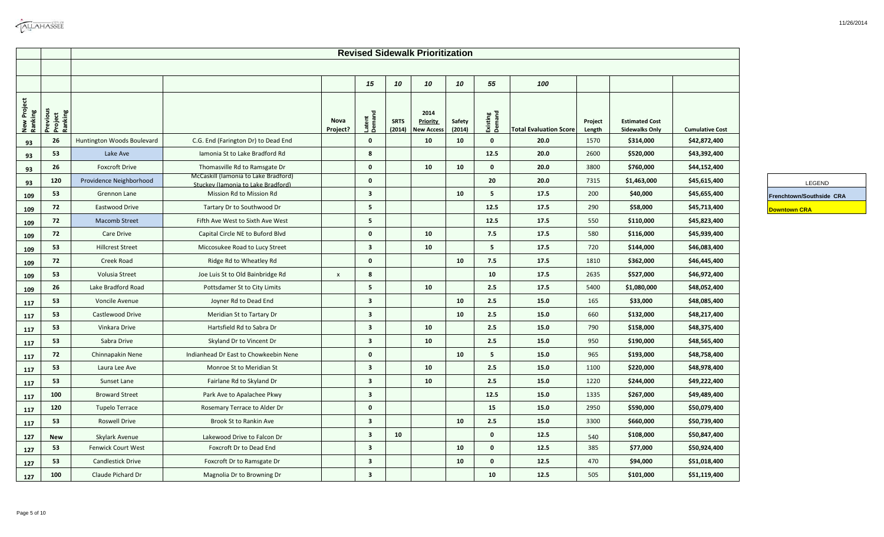# Revised Sidewalk Prioritization

| New Project Ranking | Previous Project Ranking | | | Nova Project? | Latent Demand | SRTS (2014) | 2014 Priority New Access | Safety (2014) | Existing Demand | Total Evaluation Score | Project Length | Estimated Cost Sidewalks Only | Cumulative Cost |
|---|---|---|---|---|---|---|---|---|---|---|---|---|---|
| | | | | | 15 | 10 | 10 | 10 | 55 | 100 | | | |
| 93 | 26 | Huntington Woods Boulevard | C.G. End (Farington Dr) to Dead End | | 0 | | 10 | 10 | 0 | 20.0 | 1570 | $314,000 | $42,872,400 |
| 93 | 53 | Lake Ave | Iamonia St to Lake Bradford Rd | | 8 | | | | 12.5 | 20.0 | 2600 | $520,000 | $43,392,400 |
| 93 | 26 | Foxcroft Drive | Thomasville Rd to Ramsgate Dr | | 0 | | 10 | 10 | 0 | 20.0 | 3800 | $760,000 | $44,152,400 |
| 93 | 120 | Providence Neighborhood | McCaskill (Iamonia to Lake Bradford) Stuckey (Iamonia to Lake Bradford) | | 0 | | | | 20 | 20.0 | 7315 | $1,463,000 | $45,615,400 |
| 109 | 53 | Grennon Lane | Mission Rd to Mission Rd | | 3 | | | 10 | 5 | 17.5 | 200 | $40,000 | $45,655,400 |
| 109 | 72 | Eastwood Drive | Tartary Dr to Southwood Dr | | 5 | | | | 12.5 | 17.5 | 290 | $58,000 | $45,713,400 |
| 109 | 72 | Macomb Street | Fifth Ave West to Sixth Ave West | | 5 | | | | 12.5 | 17.5 | 550 | $110,000 | $45,823,400 |
| 109 | 72 | Care Drive | Capital Circle NE to Buford Blvd | | 0 | | 10 | | 7.5 | 17.5 | 580 | $116,000 | $45,939,400 |
| 109 | 53 | Hillcrest Street | Miccosukee Road to Lucy Street | | 3 | | 10 | | 5 | 17.5 | 720 | $144,000 | $46,083,400 |
| 109 | 72 | Creek Road | Ridge Rd to Wheatley Rd | | 0 | | | 10 | 7.5 | 17.5 | 1810 | $362,000 | $46,445,400 |
| 109 | 53 | Volusia Street | Joe Luis St to Old Bainbridge Rd | x | 8 | | | | 10 | 17.5 | 2635 | $527,000 | $46,972,400 |
| 109 | 26 | Lake Bradford Road | Pottsdamer St to City Limits | | 5 | | 10 | | 2.5 | 17.5 | 5400 | $1,080,000 | $48,052,400 |
| 117 | 53 | Voncile Avenue | Joyner Rd to Dead End | | 3 | | | 10 | 2.5 | 15.0 | 165 | $33,000 | $48,085,400 |
| 117 | 53 | Castlewood Drive | Meridian St to Tartary Dr | | 3 | | | 10 | 2.5 | 15.0 | 660 | $132,000 | $48,217,400 |
| 117 | 53 | Vinkara Drive | Hartsfield Rd to Sabra Dr | | 3 | | 10 | | 2.5 | 15.0 | 790 | $158,000 | $48,375,400 |
| 117 | 53 | Sabra Drive | Skyland Dr to Vincent Dr | | 3 | | 10 | | 2.5 | 15.0 | 950 | $190,000 | $48,565,400 |
| 117 | 72 | Chinnapakin Nene | Indianhead Dr East to Chowkeebin Nene | | 0 | | | 10 | 5 | 15.0 | 965 | $193,000 | $48,758,400 |
| 117 | 53 | Laura Lee Ave | Monroe St to Meridian St | | 3 | | 10 | | 2.5 | 15.0 | 1100 | $220,000 | $48,978,400 |
| 117 | 53 | Sunset Lane | Fairlane Rd to Skyland Dr | | 3 | | 10 | | 2.5 | 15.0 | 1220 | $244,000 | $49,222,400 |
| 117 | 100 | Broward Street | Park Ave to Apalachee Pkwy | | 3 | | | | 12.5 | 15.0 | 1335 | $267,000 | $49,489,400 |
| 117 | 120 | Tupelo Terrace | Rosemary Terrace to Alder Dr | | 0 | | | | 15 | 15.0 | 2950 | $590,000 | $50,079,400 |
| 117 | 53 | Roswell Drive | Brook St to Rankin Ave | | 3 | | | 10 | 2.5 | 15.0 | 3300 | $660,000 | $50,739,400 |
| 127 | New | Skylark Avenue | Lakewood Drive to Falcon Dr | | 3 | 10 | | | 0 | 12.5 | 540 | $108,000 | $50,847,400 |
| 127 | 53 | Fenwick Court West | Foxcroft Dr to Dead End | | 3 | | | 10 | 0 | 12.5 | 385 | $77,000 | $50,924,400 |
| 127 | 53 | Candlestick Drive | Foxcroft Dr to Ramsgate Dr | | 3 | | | 10 | 0 | 12.5 | 470 | $94,000 | $51,018,400 |
| 127 | 100 | Claude Pichard Dr | Magnolia Dr to Browning Dr | | 3 | | | | 10 | 12.5 | 505 | $101,000 | $51,119,400 |

| LEGEND |
|---|
| Frenchtown/Southside CRA |
| Downtown CRA |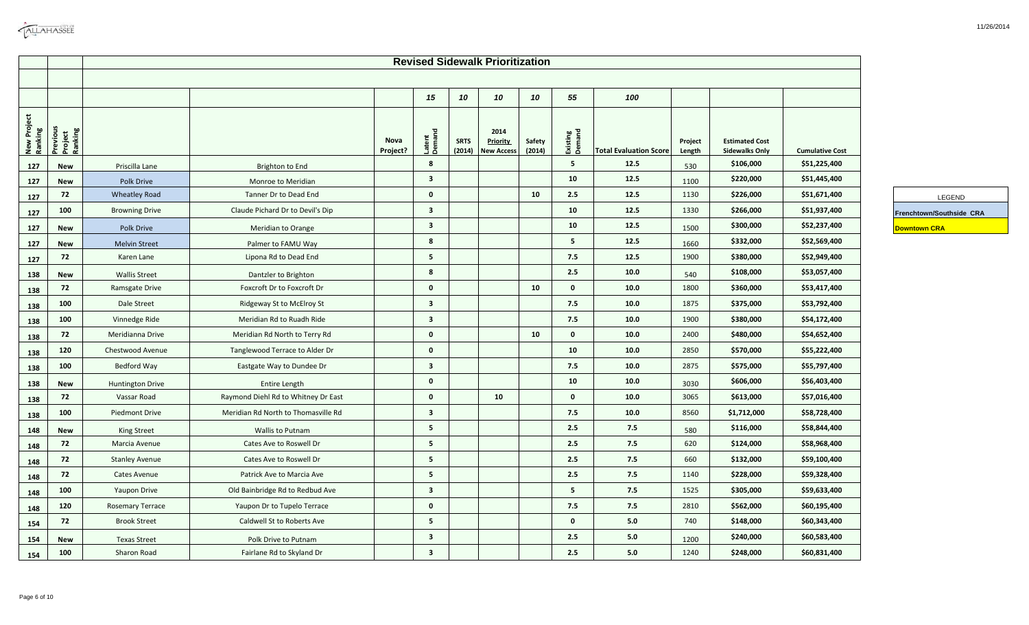## Revised Sidewalk Prioritization

| New Project Ranking | Previous Project Ranking | | | Nova Project? | Latent Demand | SRTS (2014) | 2014 Priority New Access | Safety (2014) | Existing Demand | Total Evaluation Score | Project Length | Estimated Cost Sidewalks Only | Cumulative Cost |
|---|---|---|---|---|---|---|---|---|---|---|---|---|---|
| | | | | | 15 | 10 | 10 | 10 | 55 | 100 | | | |
| 127 | New | Priscilla Lane | Brighton to End | | 8 | | | | 5 | 12.5 | 530 | $106,000 | $51,225,400 |
| 127 | New | Polk Drive | Monroe to Meridian | | 3 | | | | 10 | 12.5 | 1100 | $220,000 | $51,445,400 |
| 127 | 72 | Wheatley Road | Tanner Dr to Dead End | | 0 | | | 10 | 2.5 | 12.5 | 1130 | $226,000 | $51,671,400 |
| 127 | 100 | Browning Drive | Claude Pichard Dr to Devil's Dip | | 3 | | | | 10 | 12.5 | 1330 | $266,000 | $51,937,400 |
| 127 | New | Polk Drive | Meridian to Orange | | 3 | | | | 10 | 12.5 | 1500 | $300,000 | $52,237,400 |
| 127 | New | Melvin Street | Palmer to FAMU Way | | 8 | | | | 5 | 12.5 | 1660 | $332,000 | $52,569,400 |
| 127 | 72 | Karen Lane | Lipona Rd to Dead End | | 5 | | | | 7.5 | 12.5 | 1900 | $380,000 | $52,949,400 |
| 138 | New | Wallis Street | Dantzler to Brighton | | 8 | | | | 2.5 | 10.0 | 540 | $108,000 | $53,057,400 |
| 138 | 72 | Ramsgate Drive | Foxcroft Dr to Foxcroft Dr | | 0 | | | 10 | 0 | 10.0 | 1800 | $360,000 | $53,417,400 |
| 138 | 100 | Dale Street | Ridgeway St to McElroy St | | 3 | | | | 7.5 | 10.0 | 1875 | $375,000 | $53,792,400 |
| 138 | 100 | Vinnedge Ride | Meridian Rd to Ruadh Ride | | 3 | | | | 7.5 | 10.0 | 1900 | $380,000 | $54,172,400 |
| 138 | 72 | Meridianna Drive | Meridian Rd North to Terry Rd | | 0 | | | 10 | 0 | 10.0 | 2400 | $480,000 | $54,652,400 |
| 138 | 120 | Chestwood Avenue | Tanglewood Terrace to Alder Dr | | 0 | | | | 10 | 10.0 | 2850 | $570,000 | $55,222,400 |
| 138 | 100 | Bedford Way | Eastgate Way to Dundee Dr | | 3 | | | | 7.5 | 10.0 | 2875 | $575,000 | $55,797,400 |
| 138 | New | Huntington Drive | Entire Length | | 0 | | | | 10 | 10.0 | 3030 | $606,000 | $56,403,400 |
| 138 | 72 | Vassar Road | Raymond Diehl Rd to Whitney Dr East | | 0 | | 10 | | 0 | 10.0 | 3065 | $613,000 | $57,016,400 |
| 138 | 100 | Piedmont Drive | Meridian Rd North to Thomasville Rd | | 3 | | | | 7.5 | 10.0 | 8560 | $1,712,000 | $58,728,400 |
| 148 | New | King Street | Wallis to Putnam | | 5 | | | | 2.5 | 7.5 | 580 | $116,000 | $58,844,400 |
| 148 | 72 | Marcia Avenue | Cates Ave to Roswell Dr | | 5 | | | | 2.5 | 7.5 | 620 | $124,000 | $58,968,400 |
| 148 | 72 | Stanley Avenue | Cates Ave to Roswell Dr | | 5 | | | | 2.5 | 7.5 | 660 | $132,000 | $59,100,400 |
| 148 | 72 | Cates Avenue | Patrick Ave to Marcia Ave | | 5 | | | | 2.5 | 7.5 | 1140 | $228,000 | $59,328,400 |
| 148 | 100 | Yaupon Drive | Old Bainbridge Rd to Redbud Ave | | 3 | | | | 5 | 7.5 | 1525 | $305,000 | $59,633,400 |
| 148 | 120 | Rosemary Terrace | Yaupon Dr to Tupelo Terrace | | 0 | | | | 7.5 | 7.5 | 2810 | $562,000 | $60,195,400 |
| 154 | 72 | Brook Street | Caldwell St to Roberts Ave | | 5 | | | | 0 | 5.0 | 740 | $148,000 | $60,343,400 |
| 154 | New | Texas Street | Polk Drive to Putnam | | 3 | | | | 2.5 | 5.0 | 1200 | $240,000 | $60,583,400 |
| 154 | 100 | Sharon Road | Fairlane Rd to Skyland Dr | | 3 | | | | 2.5 | 5.0 | 1240 | $248,000 | $60,831,400 |

| LEGEND |
|---|
| Frenchtown/Southside CRA |
| Downtown CRA |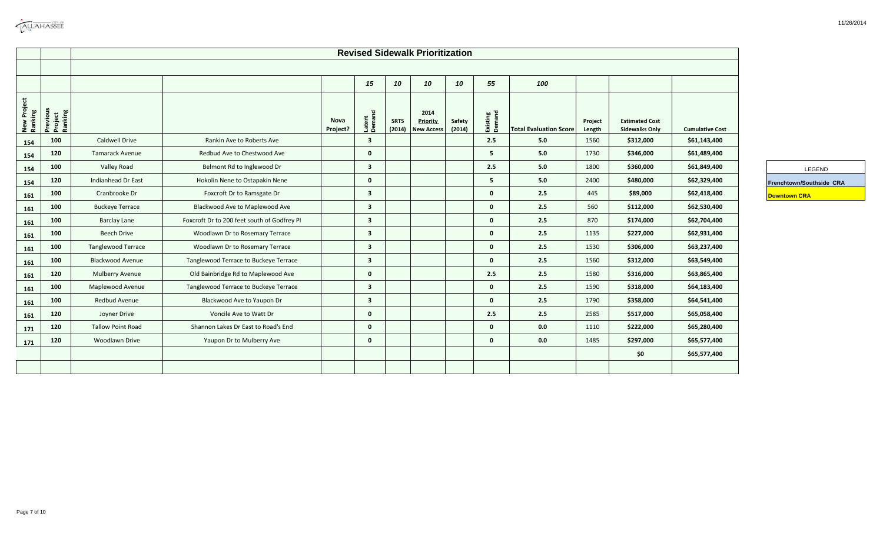## Revised Sidewalk Prioritization

| New Project Ranking | Previous Project Ranking | | | Nova Project? | Latent Demand | SRTS (2014) | 2014 Priority New Access | Safety (2014) | Existing Demand | Total Evaluation Score | Project Length | Estimated Cost Sidewalks Only | Cumulative Cost |
|---|---|---|---|---|---|---|---|---|---|---|---|---|---|
| | | | | | 15 | 10 | 10 | 10 | 55 | 100 | | | |
| 154 | 100 | Caldwell Drive | Rankin Ave to Roberts Ave | | 3 | | | | 2.5 | 5.0 | 1560 | $312,000 | $61,143,400 |
| 154 | 120 | Tamarack Avenue | Redbud Ave to Chestwood Ave | | 0 | | | | 5 | 5.0 | 1730 | $346,000 | $61,489,400 |
| 154 | 100 | Valley Road | Belmont Rd to Inglewood Dr | | 3 | | | | 2.5 | 5.0 | 1800 | $360,000 | $61,849,400 |
| 154 | 120 | Indianhead Dr East | Hokolin Nene to Ostapakin Nene | | 0 | | | | 5 | 5.0 | 2400 | $480,000 | $62,329,400 |
| 161 | 100 | Cranbrooke Dr | Foxcroft Dr to Ramsgate Dr | | 3 | | | | 0 | 2.5 | 445 | $89,000 | $62,418,400 |
| 161 | 100 | Buckeye Terrace | Blackwood Ave to Maplewood Ave | | 3 | | | | 0 | 2.5 | 560 | $112,000 | $62,530,400 |
| 161 | 100 | Barclay Lane | Foxcroft Dr to 200 feet south of Godfrey Pl | | 3 | | | | 0 | 2.5 | 870 | $174,000 | $62,704,400 |
| 161 | 100 | Beech Drive | Woodlawn Dr to Rosemary Terrace | | 3 | | | | 0 | 2.5 | 1135 | $227,000 | $62,931,400 |
| 161 | 100 | Tanglewood Terrace | Woodlawn Dr to Rosemary Terrace | | 3 | | | | 0 | 2.5 | 1530 | $306,000 | $63,237,400 |
| 161 | 100 | Blackwood Avenue | Tanglewood Terrace to Buckeye Terrace | | 3 | | | | 0 | 2.5 | 1560 | $312,000 | $63,549,400 |
| 161 | 120 | Mulberry Avenue | Old Bainbridge Rd to Maplewood Ave | | 0 | | | | 2.5 | 2.5 | 1580 | $316,000 | $63,865,400 |
| 161 | 100 | Maplewood Avenue | Tanglewood Terrace to Buckeye Terrace | | 3 | | | | 0 | 2.5 | 1590 | $318,000 | $64,183,400 |
| 161 | 100 | Redbud Avenue | Blackwood Ave to Yaupon Dr | | 3 | | | | 0 | 2.5 | 1790 | $358,000 | $64,541,400 |
| 161 | 120 | Joyner Drive | Voncile Ave to Watt Dr | | 0 | | | | 2.5 | 2.5 | 2585 | $517,000 | $65,058,400 |
| 171 | 120 | Tallow Point Road | Shannon Lakes Dr East to Road's End | | 0 | | | | 0 | 0.0 | 1110 | $222,000 | $65,280,400 |
| 171 | 120 | Woodlawn Drive | Yaupon Dr to Mulberry Ave | | 0 | | | | 0 | 0.0 | 1485 | $297,000 | $65,577,400 |
| | | | | | | | | | | | | $0 | $65,577,400 |

| LEGEND |
|---|
| Frenchtown/Southside CRA |
| Downtown CRA |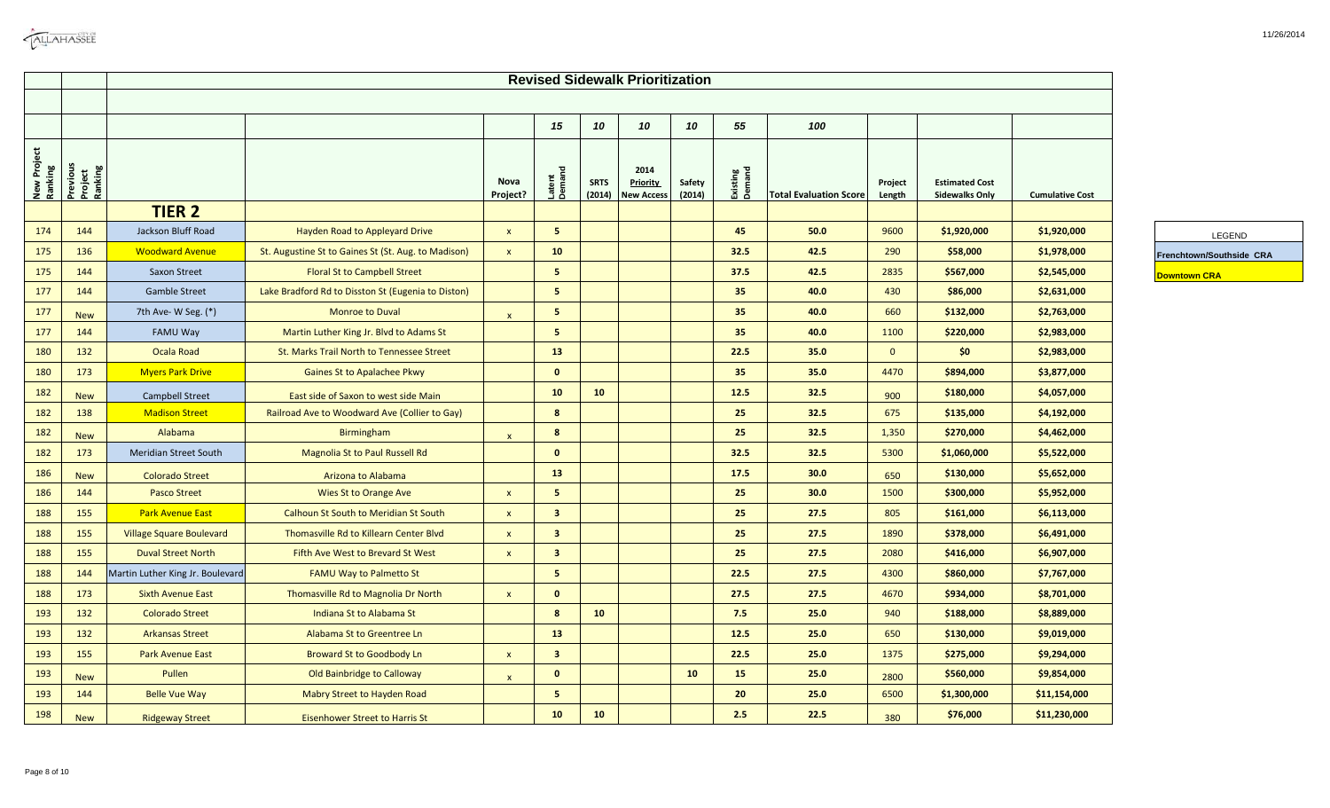## Revised Sidewalk Prioritization

| New Project Ranking | Previous Project Ranking | | | Nova Project? | Latent Demand | SRTS (2014) | 2014 Priority New Access | Safety (2014) | Existing Demand | Total Evaluation Score | Project Length | Estimated Cost Sidewalks Only | Cumulative Cost |
|---|---|---|---|---|---|---|---|---|---|---|---|---|---|
| | | | | | 15 | 10 | 10 | 10 | 55 | 100 | | | |
| | | **TIER 2** | | | | | | | | | | | |
| 174 | 144 | Jackson Bluff Road | Hayden Road to Appleyard Drive | x | 5 | | | | 45 | 50.0 | 9600 | $1,920,000 | $1,920,000 |
| 175 | 136 | Woodward Avenue | St. Augustine St to Gaines St (St. Aug. to Madison) | x | 10 | | | | 32.5 | 42.5 | 290 | $58,000 | $1,978,000 |
| 175 | 144 | Saxon Street | Floral St to Campbell Street | | 5 | | | | 37.5 | 42.5 | 2835 | $567,000 | $2,545,000 |
| 177 | 144 | Gamble Street | Lake Bradford Rd to Disston St (Eugenia to Diston) | | 5 | | | | 35 | 40.0 | 430 | $86,000 | $2,631,000 |
| 177 | New | 7th Ave- W Seg. (*) | Monroe to Duval | x | 5 | | | | 35 | 40.0 | 660 | $132,000 | $2,763,000 |
| 177 | 144 | FAMU Way | Martin Luther King Jr. Blvd to Adams St | | 5 | | | | 35 | 40.0 | 1100 | $220,000 | $2,983,000 |
| 180 | 132 | Ocala Road | St. Marks Trail North to Tennessee Street | | 13 | | | | 22.5 | 35.0 | 0 | $0 | $2,983,000 |
| 180 | 173 | Myers Park Drive | Gaines St to Apalachee Pkwy | | 0 | | | | 35 | 35.0 | 4470 | $894,000 | $3,877,000 |
| 182 | New | Campbell Street | East side of Saxon to west side Main | | 10 | 10 | | | 12.5 | 32.5 | 900 | $180,000 | $4,057,000 |
| 182 | 138 | Madison Street | Railroad Ave to Woodward Ave (Collier to Gay) | | 8 | | | | 25 | 32.5 | 675 | $135,000 | $4,192,000 |
| 182 | New | Alabama | Birmingham | x | 8 | | | | 25 | 32.5 | 1,350 | $270,000 | $4,462,000 |
| 182 | 173 | Meridian Street South | Magnolia St to Paul Russell Rd | | 0 | | | | 32.5 | 32.5 | 5300 | $1,060,000 | $5,522,000 |
| 186 | New | Colorado Street | Arizona to Alabama | | 13 | | | | 17.5 | 30.0 | 650 | $130,000 | $5,652,000 |
| 186 | 144 | Pasco Street | Wies St to Orange Ave | x | 5 | | | | 25 | 30.0 | 1500 | $300,000 | $5,952,000 |
| 188 | 155 | Park Avenue East | Calhoun St South to Meridian St South | x | 3 | | | | 25 | 27.5 | 805 | $161,000 | $6,113,000 |
| 188 | 155 | Village Square Boulevard | Thomasville Rd to Killearn Center Blvd | x | 3 | | | | 25 | 27.5 | 1890 | $378,000 | $6,491,000 |
| 188 | 155 | Duval Street North | Fifth Ave West to Brevard St West | x | 3 | | | | 25 | 27.5 | 2080 | $416,000 | $6,907,000 |
| 188 | 144 | Martin Luther King Jr. Boulevard | FAMU Way to Palmetto St | | 5 | | | | 22.5 | 27.5 | 4300 | $860,000 | $7,767,000 |
| 188 | 173 | Sixth Avenue East | Thomasville Rd to Magnolia Dr North | x | 0 | | | | 27.5 | 27.5 | 4670 | $934,000 | $8,701,000 |
| 193 | 132 | Colorado Street | Indiana St to Alabama St | | 8 | 10 | | | 7.5 | 25.0 | 940 | $188,000 | $8,889,000 |
| 193 | 132 | Arkansas Street | Alabama St to Greentree Ln | | 13 | | | | 12.5 | 25.0 | 650 | $130,000 | $9,019,000 |
| 193 | 155 | Park Avenue East | Broward St to Goodbody Ln | x | 3 | | | | 22.5 | 25.0 | 1375 | $275,000 | $9,294,000 |
| 193 | New | Pullen | Old Bainbridge to Calloway | x | 0 | | | 10 | 15 | 25.0 | 2800 | $560,000 | $9,854,000 |
| 193 | 144 | Belle Vue Way | Mabry Street to Hayden Road | | 5 | | | | 20 | 25.0 | 6500 | $1,300,000 | $11,154,000 |
| 198 | New | Ridgeway Street | Eisenhower Street to Harris St | | 10 | 10 | | | 2.5 | 22.5 | 380 | $76,000 | $11,230,000 |

| LEGEND |
|---|
| Frenchtown/Southside CRA |
| Downtown CRA |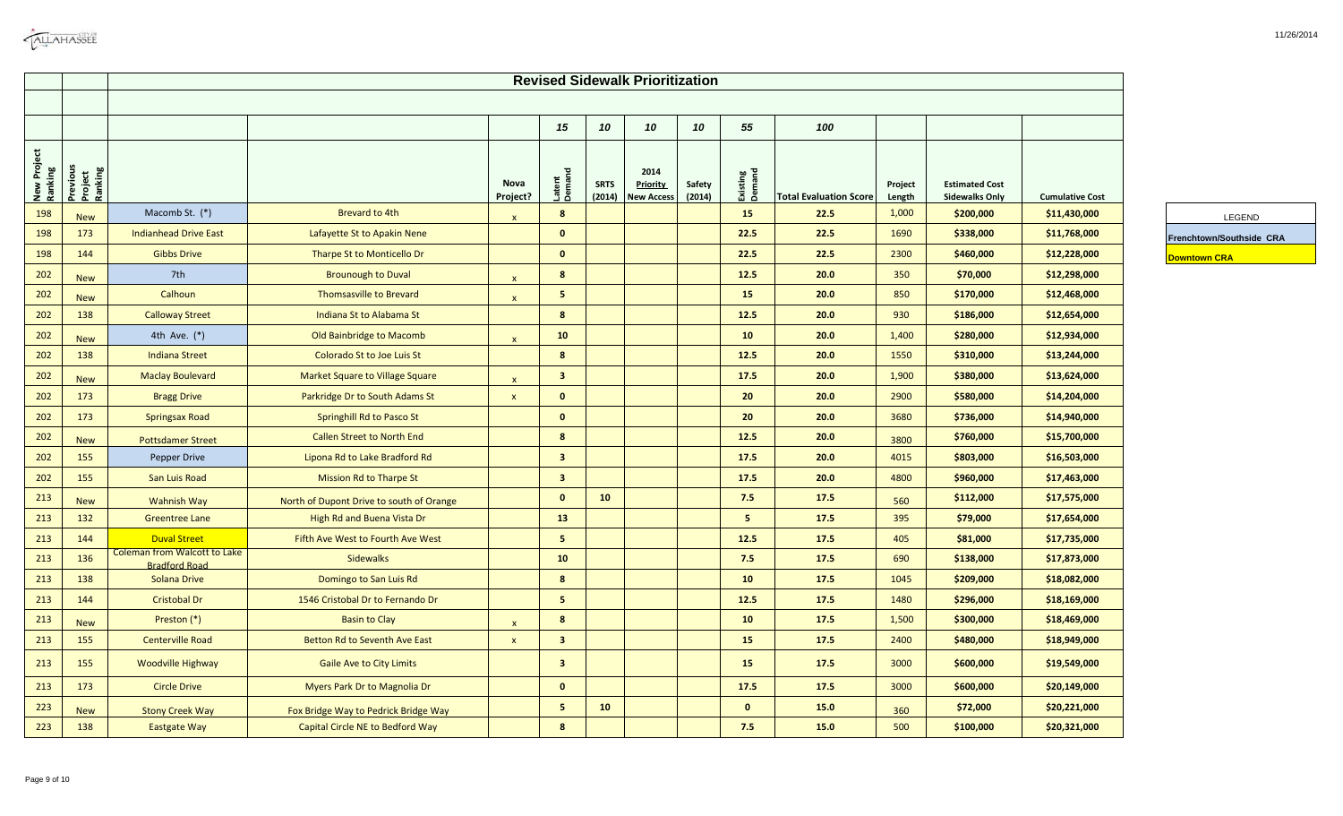## Revised Sidewalk Prioritization

| New Project Ranking | Previous Project Ranking | | | Nova Project? | Latent Demand | SRTS (2014) | 2014 Priority New Access | Safety (2014) | Existing Demand | Total Evaluation Score | Project Length | Estimated Cost Sidewalks Only | Cumulative Cost |
|---|---|---|---|---|---|---|---|---|---|---|---|---|---|
| | | | | | 15 | 10 | 10 | 10 | 55 | 100 | | | |
| 198 | New | Macomb St. (*) | Brevard to 4th | x | 8 | | | | 15 | 22.5 | 1,000 | $200,000 | $11,430,000 |
| 198 | 173 | Indianhead Drive East | Lafayette St to Apakin Nene | | 0 | | | | 22.5 | 22.5 | 1690 | $338,000 | $11,768,000 |
| 198 | 144 | Gibbs Drive | Tharpe St to Monticello Dr | | 0 | | | | 22.5 | 22.5 | 2300 | $460,000 | $12,228,000 |
| 202 | New | 7th | Brounough to Duval | x | 8 | | | | 12.5 | 20.0 | 350 | $70,000 | $12,298,000 |
| 202 | New | Calhoun | Thomsasville to Brevard | x | 5 | | | | 15 | 20.0 | 850 | $170,000 | $12,468,000 |
| 202 | 138 | Calloway Street | Indiana St to Alabama St | | 8 | | | | 12.5 | 20.0 | 930 | $186,000 | $12,654,000 |
| 202 | New | 4th Ave. (*) | Old Bainbridge to Macomb | x | 10 | | | | 10 | 20.0 | 1,400 | $280,000 | $12,934,000 |
| 202 | 138 | Indiana Street | Colorado St to Joe Luis St | | 8 | | | | 12.5 | 20.0 | 1550 | $310,000 | $13,244,000 |
| 202 | New | Maclay Boulevard | Market Square to Village Square | x | 3 | | | | 17.5 | 20.0 | 1,900 | $380,000 | $13,624,000 |
| 202 | 173 | Bragg Drive | Parkridge Dr to South Adams St | x | 0 | | | | 20 | 20.0 | 2900 | $580,000 | $14,204,000 |
| 202 | 173 | Springsax Road | Springhill Rd to Pasco St | | 0 | | | | 20 | 20.0 | 3680 | $736,000 | $14,940,000 |
| 202 | New | Pottsdamer Street | Callen Street to North End | | 8 | | | | 12.5 | 20.0 | 3800 | $760,000 | $15,700,000 |
| 202 | 155 | Pepper Drive | Lipona Rd to Lake Bradford Rd | | 3 | | | | 17.5 | 20.0 | 4015 | $803,000 | $16,503,000 |
| 202 | 155 | San Luis Road | Mission Rd to Tharpe St | | 3 | | | | 17.5 | 20.0 | 4800 | $960,000 | $17,463,000 |
| 213 | New | Wahnish Way | North of Dupont Drive to south of Orange | | 0 | 10 | | | 7.5 | 17.5 | 560 | $112,000 | $17,575,000 |
| 213 | 132 | Greentree Lane | High Rd and Buena Vista Dr | | 13 | | | | 5 | 17.5 | 395 | $79,000 | $17,654,000 |
| 213 | 144 | Duval Street | Fifth Ave West to Fourth Ave West | | 5 | | | | 12.5 | 17.5 | 405 | $81,000 | $17,735,000 |
| 213 | 136 | Coleman from Walcott to Lake Bradford Road | Sidewalks | | 10 | | | | 7.5 | 17.5 | 690 | $138,000 | $17,873,000 |
| 213 | 138 | Solana Drive | Domingo to San Luis Rd | | 8 | | | | 10 | 17.5 | 1045 | $209,000 | $18,082,000 |
| 213 | 144 | Cristobal Dr | 1546 Cristobal Dr to Fernando Dr | | 5 | | | | 12.5 | 17.5 | 1480 | $296,000 | $18,169,000 |
| 213 | New | Preston (*) | Basin to Clay | x | 8 | | | | 10 | 17.5 | 1,500 | $300,000 | $18,469,000 |
| 213 | 155 | Centerville Road | Betton Rd to Seventh Ave East | x | 3 | | | | 15 | 17.5 | 2400 | $480,000 | $18,949,000 |
| 213 | 155 | Woodville Highway | Gaile Ave to City Limits | | 3 | | | | 15 | 17.5 | 3000 | $600,000 | $19,549,000 |
| 213 | 173 | Circle Drive | Myers Park Dr to Magnolia Dr | | 0 | | | | 17.5 | 17.5 | 3000 | $600,000 | $20,149,000 |
| 223 | New | Stony Creek Way | Fox Bridge Way to Pedrick Bridge Way | | 5 | 10 | | | 0 | 15.0 | 360 | $72,000 | $20,221,000 |
| 223 | 138 | Eastgate Way | Capital Circle NE to Bedford Way | | 8 | | | | 7.5 | 15.0 | 500 | $100,000 | $20,321,000 |

| LEGEND |
|---|
| Frenchtown/Southside CRA |
| Downtown CRA |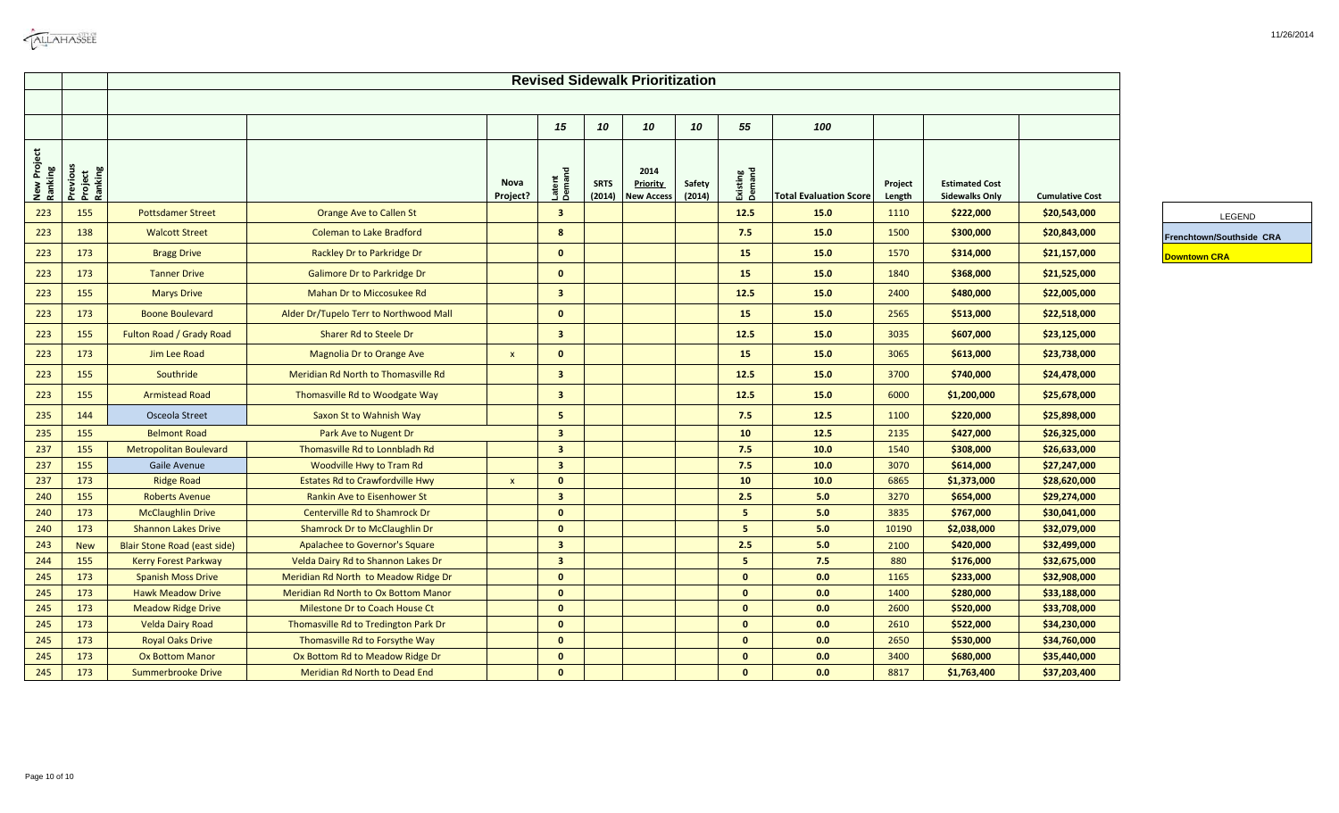# Revised Sidewalk Prioritization

| New Project Ranking | Previous Project Ranking | | | Nova Project? | Latent Demand | SRTS (2014) | 2014 Priority New Access | Safety (2014) | Existing Demand | Total Evaluation Score | Project Length | Estimated Cost Sidewalks Only | Cumulative Cost |
|---|---|---|---|---|---|---|---|---|---|---|---|---|---|
| | | | | | 15 | 10 | 10 | 10 | 55 | 100 | | | |
| 223 | 155 | Pottsdamer Street | Orange Ave to Callen St | | 3 | | | | 12.5 | 15.0 | 1110 | $222,000 | $20,543,000 |
| 223 | 138 | Walcott Street | Coleman to Lake Bradford | | 8 | | | | 7.5 | 15.0 | 1500 | $300,000 | $20,843,000 |
| 223 | 173 | Bragg Drive | Rackley Dr to Parkridge Dr | | 0 | | | | 15 | 15.0 | 1570 | $314,000 | $21,157,000 |
| 223 | 173 | Tanner Drive | Galimore Dr to Parkridge Dr | | 0 | | | | 15 | 15.0 | 1840 | $368,000 | $21,525,000 |
| 223 | 155 | Marys Drive | Mahan Dr to Miccosukee Rd | | 3 | | | | 12.5 | 15.0 | 2400 | $480,000 | $22,005,000 |
| 223 | 173 | Boone Boulevard | Alder Dr/Tupelo Terr to Northwood Mall | | 0 | | | | 15 | 15.0 | 2565 | $513,000 | $22,518,000 |
| 223 | 155 | Fulton Road / Grady Road | Sharer Rd to Steele Dr | | 3 | | | | 12.5 | 15.0 | 3035 | $607,000 | $23,125,000 |
| 223 | 173 | Jim Lee Road | Magnolia Dr to Orange Ave | x | 0 | | | | 15 | 15.0 | 3065 | $613,000 | $23,738,000 |
| 223 | 155 | Southride | Meridian Rd North to Thomasville Rd | | 3 | | | | 12.5 | 15.0 | 3700 | $740,000 | $24,478,000 |
| 223 | 155 | Armistead Road | Thomasville Rd to Woodgate Way | | 3 | | | | 12.5 | 15.0 | 6000 | $1,200,000 | $25,678,000 |
| 235 | 144 | Osceola Street | Saxon St to Wahnish Way | | 5 | | | | 7.5 | 12.5 | 1100 | $220,000 | $25,898,000 |
| 235 | 155 | Belmont Road | Park Ave to Nugent Dr | | 3 | | | | 10 | 12.5 | 2135 | $427,000 | $26,325,000 |
| 237 | 155 | Metropolitan Boulevard | Thomasville Rd to Lonnbladh Rd | | 3 | | | | 7.5 | 10.0 | 1540 | $308,000 | $26,633,000 |
| 237 | 155 | Gaile Avenue | Woodville Hwy to Tram Rd | | 3 | | | | 7.5 | 10.0 | 3070 | $614,000 | $27,247,000 |
| 237 | 173 | Ridge Road | Estates Rd to Crawfordville Hwy | x | 0 | | | | 10 | 10.0 | 6865 | $1,373,000 | $28,620,000 |
| 240 | 155 | Roberts Avenue | Rankin Ave to Eisenhower St | | 3 | | | | 2.5 | 5.0 | 3270 | $654,000 | $29,274,000 |
| 240 | 173 | McClaughlin Drive | Centerville Rd to Shamrock Dr | | 0 | | | | 5 | 5.0 | 3835 | $767,000 | $30,041,000 |
| 240 | 173 | Shannon Lakes Drive | Shamrock Dr to McClaughlin Dr | | 0 | | | | 5 | 5.0 | 10190 | $2,038,000 | $32,079,000 |
| 243 | New | Blair Stone Road (east side) | Apalachee to Governor's Square | | 3 | | | | 2.5 | 5.0 | 2100 | $420,000 | $32,499,000 |
| 244 | 155 | Kerry Forest Parkway | Velda Dairy Rd to Shannon Lakes Dr | | 3 | | | | 5 | 7.5 | 880 | $176,000 | $32,675,000 |
| 245 | 173 | Spanish Moss Drive | Meridian Rd North to Meadow Ridge Dr | | 0 | | | | 0 | 0.0 | 1165 | $233,000 | $32,908,000 |
| 245 | 173 | Hawk Meadow Drive | Meridian Rd North to Ox Bottom Manor | | 0 | | | | 0 | 0.0 | 1400 | $280,000 | $33,188,000 |
| 245 | 173 | Meadow Ridge Drive | Milestone Dr to Coach House Ct | | 0 | | | | 0 | 0.0 | 2600 | $520,000 | $33,708,000 |
| 245 | 173 | Velda Dairy Road | Thomasville Rd to Tredington Park Dr | | 0 | | | | 0 | 0.0 | 2610 | $522,000 | $34,230,000 |
| 245 | 173 | Royal Oaks Drive | Thomasville Rd to Forsythe Way | | 0 | | | | 0 | 0.0 | 2650 | $530,000 | $34,760,000 |
| 245 | 173 | Ox Bottom Manor | Ox Bottom Rd to Meadow Ridge Dr | | 0 | | | | 0 | 0.0 | 3400 | $680,000 | $35,440,000 |
| 245 | 173 | Summerbrooke Drive | Meridian Rd North to Dead End | | 0 | | | | 0 | 0.0 | 8817 | $1,763,400 | $37,203,400 |

LEGEND

Frenchtown/Southside CRA

Downtown CRA